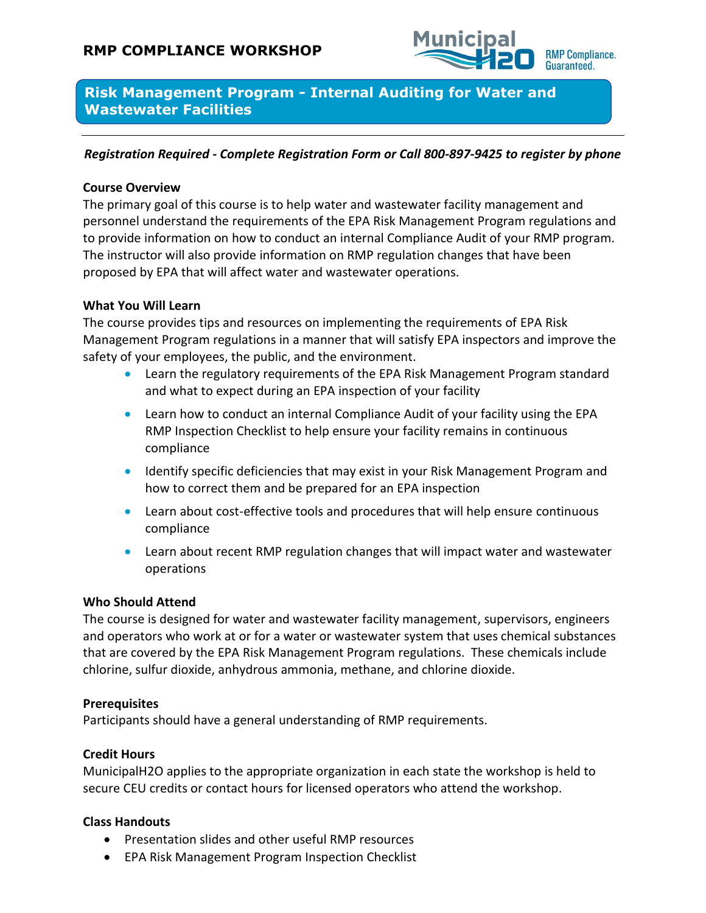# RMP COMPLIANCE WORKSHOP

Municipal H2O — RMP Compliance. Guaranteed.

## Risk Management Program - Internal Auditing for Water and Wastewater Facilities

***Registration Required - Complete Registration Form or Call 800-897-9425 to register by phone***

**Course Overview**

The primary goal of this course is to help water and wastewater facility management and personnel understand the requirements of the EPA Risk Management Program regulations and to provide information on how to conduct an internal Compliance Audit of your RMP program. The instructor will also provide information on RMP regulation changes that have been proposed by EPA that will affect water and wastewater operations.

**What You Will Learn**

The course provides tips and resources on implementing the requirements of EPA Risk Management Program regulations in a manner that will satisfy EPA inspectors and improve the safety of your employees, the public, and the environment.

- Learn the regulatory requirements of the EPA Risk Management Program standard and what to expect during an EPA inspection of your facility
- Learn how to conduct an internal Compliance Audit of your facility using the EPA RMP Inspection Checklist to help ensure your facility remains in continuous compliance
- Identify specific deficiencies that may exist in your Risk Management Program and how to correct them and be prepared for an EPA inspection
- Learn about cost-effective tools and procedures that will help ensure continuous compliance
- Learn about recent RMP regulation changes that will impact water and wastewater operations

**Who Should Attend**

The course is designed for water and wastewater facility management, supervisors, engineers and operators who work at or for a water or wastewater system that uses chemical substances that are covered by the EPA Risk Management Program regulations. These chemicals include chlorine, sulfur dioxide, anhydrous ammonia, methane, and chlorine dioxide.

**Prerequisites**

Participants should have a general understanding of RMP requirements.

**Credit Hours**

MunicipalH2O applies to the appropriate organization in each state the workshop is held to secure CEU credits or contact hours for licensed operators who attend the workshop.

**Class Handouts**

- Presentation slides and other useful RMP resources
- EPA Risk Management Program Inspection Checklist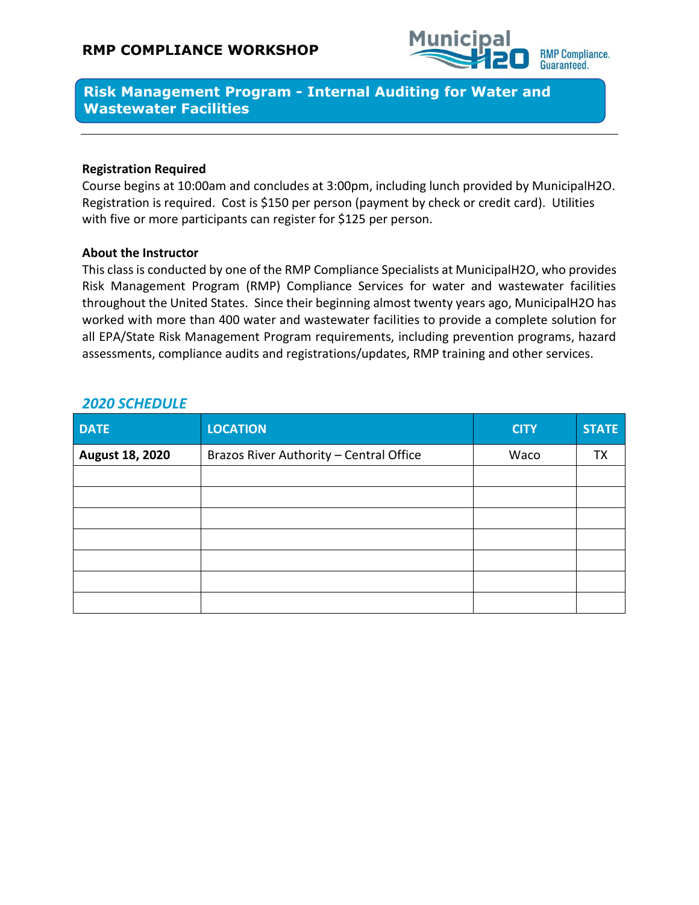# RMP COMPLIANCE WORKSHOP

Municipal H2O — RMP Compliance. Guaranteed.

## Risk Management Program - Internal Auditing for Water and Wastewater Facilities

**Registration Required**

Course begins at 10:00am and concludes at 3:00pm, including lunch provided by MunicipalH2O. Registration is required. Cost is $150 per person (payment by check or credit card). Utilities with five or more participants can register for $125 per person.

**About the Instructor**

This class is conducted by one of the RMP Compliance Specialists at MunicipalH2O, who provides Risk Management Program (RMP) Compliance Services for water and wastewater facilities throughout the United States. Since their beginning almost twenty years ago, MunicipalH2O has worked with more than 400 water and wastewater facilities to provide a complete solution for all EPA/State Risk Management Program requirements, including prevention programs, hazard assessments, compliance audits and registrations/updates, RMP training and other services.

### *2020 SCHEDULE*

| DATE | LOCATION | CITY | STATE |
|---|---|---|---|
| **August 18, 2020** | Brazos River Authority – Central Office | Waco | TX |
| | | | |
| | | | |
| | | | |
| | | | |
| | | | |
| | | | |
| | | | |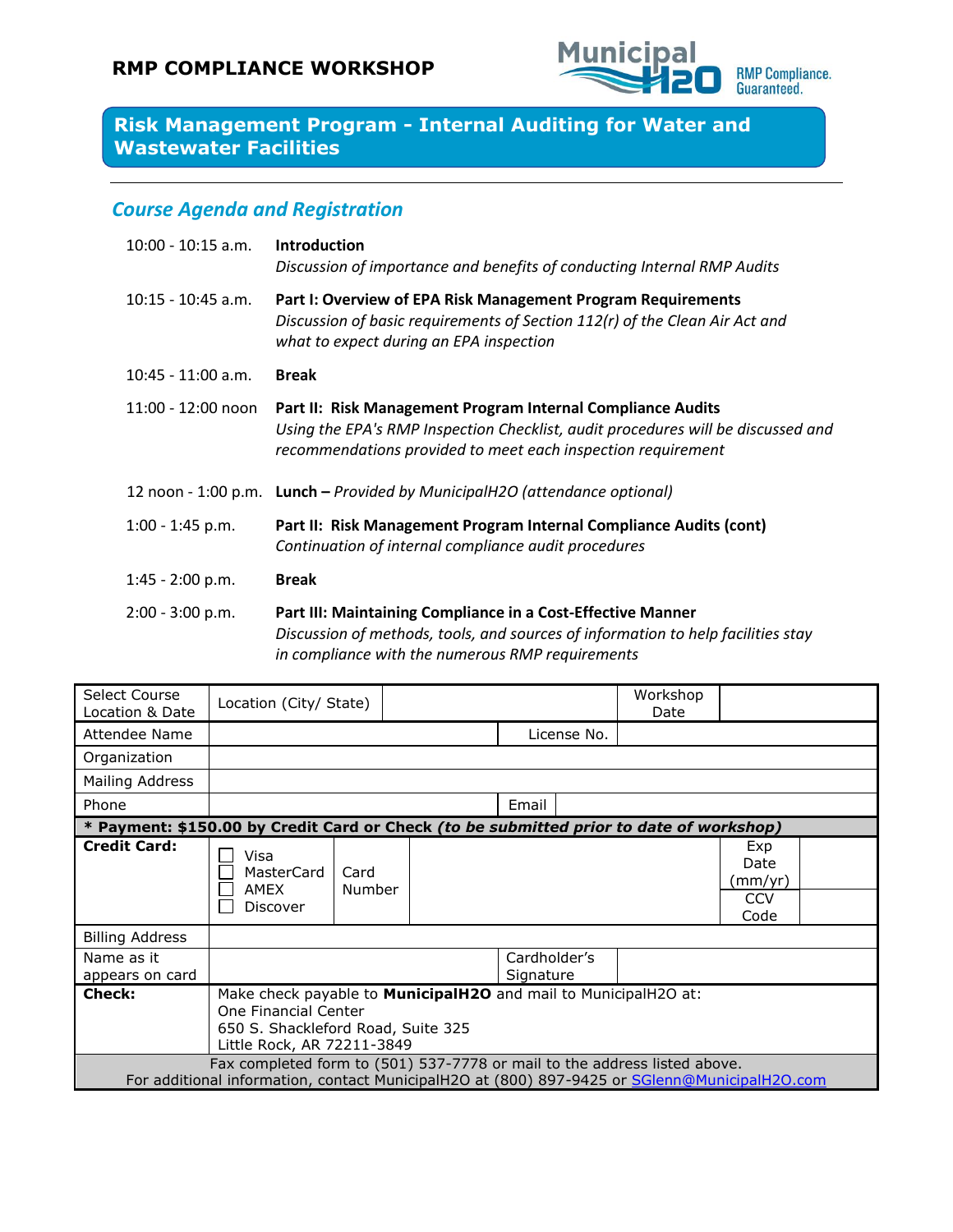**RMP COMPLIANCE WORKSHOP**

Municipal H2O — RMP Compliance. Guaranteed.

## Risk Management Program - Internal Auditing for Water and Wastewater Facilities

### *Course Agenda and Registration*

| | |
|---|---|
| 10:00 - 10:15 a.m. | **Introduction**<br>*Discussion of importance and benefits of conducting Internal RMP Audits* |
| 10:15 - 10:45 a.m. | **Part I: Overview of EPA Risk Management Program Requirements**<br>*Discussion of basic requirements of Section 112(r) of the Clean Air Act and what to expect during an EPA inspection* |
| 10:45 - 11:00 a.m. | **Break** |
| 11:00 - 12:00 noon | **Part II: Risk Management Program Internal Compliance Audits**<br>*Using the EPA's RMP Inspection Checklist, audit procedures will be discussed and recommendations provided to meet each inspection requirement* |
| 12 noon - 1:00 p.m. | **Lunch –** *Provided by MunicipalH2O (attendance optional)* |
| 1:00 - 1:45 p.m. | **Part II: Risk Management Program Internal Compliance Audits (cont)**<br>*Continuation of internal compliance audit procedures* |
| 1:45 - 2:00 p.m. | **Break** |
| 2:00 - 3:00 p.m. | **Part III: Maintaining Compliance in a Cost-Effective Manner**<br>*Discussion of methods, tools, and sources of information to help facilities stay in compliance with the numerous RMP requirements* |

| | | | | |
|---|---|---|---|---|
| Select Course Location & Date | Location (City/ State) | | Workshop Date | |
| Attendee Name | | | License No. | |
| Organization | | | | |
| Mailing Address | | | | |
| Phone | | | Email | |
| **\* Payment: $150.00 by Credit Card or Check *(to be submitted prior to date of workshop)*** | | | | |
| **Credit Card:** | ☐ Visa<br>☐ MasterCard<br>☐ AMEX<br>☐ Discover | Card Number | Exp Date (mm/yr)<br>CCV Code | |
| Billing Address | | | | |
| Name as it appears on card | | | Cardholder's Signature | |
| **Check:** | Make check payable to **MunicipalH2O** and mail to MunicipalH2O at:<br>One Financial Center<br>650 S. Shackleford Road, Suite 325<br>Little Rock, AR 72211-3849 | | | |
| Fax completed form to (501) 537-7778 or mail to the address listed above.<br>For additional information, contact MunicipalH2O at (800) 897-9425 or SGlenn@MunicipalH2O.com | | | | |